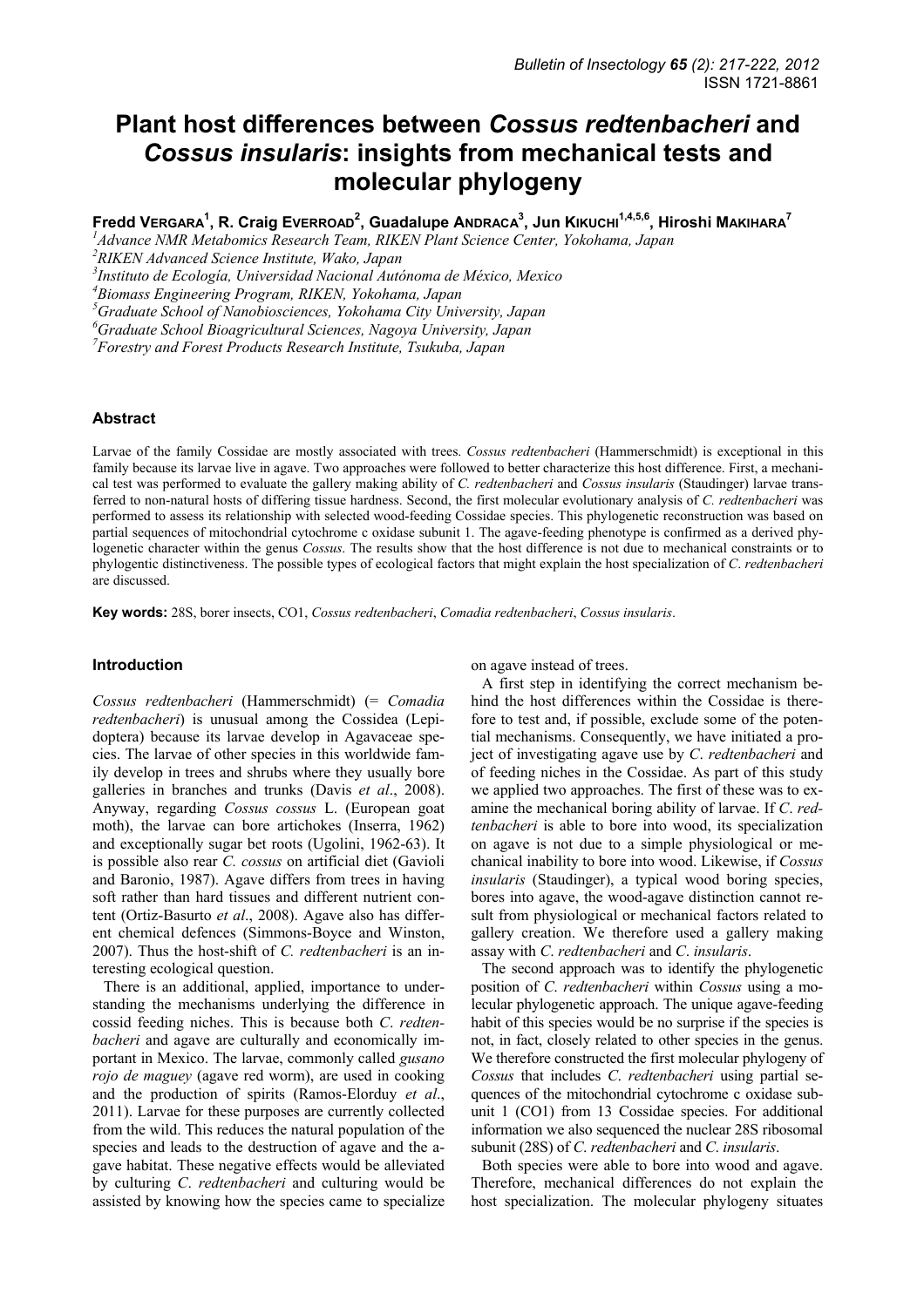# Plant host differences between *Cossus redtenbacheri* and *Cossus insularis*: insights from mechanical tests and molecular phylogeny

**Fredd VERGARA[1], R. Craig EVERROAD[2], Guadalupe ANDRACA[3], Jun KIKUCHI[1,4,5,6], Hiroshi MAKIHARA[7]**

[1]*Advance NMR Metabomics Research Team, RIKEN Plant Science Center, Yokohama, Japan*
[2]*RIKEN Advanced Science Institute, Wako, Japan*
[3]*Instituto de Ecología, Universidad Nacional Autónoma de México, Mexico*
[4]*Biomass Engineering Program, RIKEN, Yokohama, Japan*
[5]*Graduate School of Nanobiosciences, Yokohama City University, Japan*
[6]*Graduate School Bioagricultural Sciences, Nagoya University, Japan*
[7]*Forestry and Forest Products Research Institute, Tsukuba, Japan*

## Abstract

Larvae of the family Cossidae are mostly associated with trees. *Cossus redtenbacheri* (Hammerschmidt) is exceptional in this family because its larvae live in agave. Two approaches were followed to better characterize this host difference. First, a mechanical test was performed to evaluate the gallery making ability of *C. redtenbacheri* and *Cossus insularis* (Staudinger) larvae transferred to non-natural hosts of differing tissue hardness. Second, the first molecular evolutionary analysis of *C. redtenbacheri* was performed to assess its relationship with selected wood-feeding Cossidae species. This phylogenetic reconstruction was based on partial sequences of mitochondrial cytochrome c oxidase subunit 1. The agave-feeding phenotype is confirmed as a derived phylogenetic character within the genus *Cossus*. The results show that the host difference is not due to mechanical constraints or to phylogentic distinctiveness. The possible types of ecological factors that might explain the host specialization of *C. redtenbacheri* are discussed.

**Key words:** 28S, borer insects, CO1, *Cossus redtenbacheri*, *Comadia redtenbacheri*, *Cossus insularis*.

## Introduction

*Cossus redtenbacheri* (Hammerschmidt) (= *Comadia redtenbacheri*) is unusual among the Cossidea (Lepidoptera) because its larvae develop in Agavaceae species. The larvae of other species in this worldwide family develop in trees and shrubs where they usually bore galleries in branches and trunks (Davis *et al*., 2008). Anyway, regarding *Cossus cossus* L. (European goat moth), the larvae can bore artichokes (Inserra, 1962) and exceptionally sugar bet roots (Ugolini, 1962-63). It is possible also rear *C. cossus* on artificial diet (Gavioli and Baronio, 1987). Agave differs from trees in having soft rather than hard tissues and different nutrient content (Ortiz-Basurto *et al*., 2008). Agave also has different chemical defences (Simmons-Boyce and Winston, 2007). Thus the host-shift of *C. redtenbacheri* is an interesting ecological question.

There is an additional, applied, importance to understanding the mechanisms underlying the difference in cossid feeding niches. This is because both *C. redtenbacheri* and agave are culturally and economically important in Mexico. The larvae, commonly called *gusano rojo de maguey* (agave red worm), are used in cooking and the production of spirits (Ramos-Elorduy *et al*., 2011). Larvae for these purposes are currently collected from the wild. This reduces the natural population of the species and leads to the destruction of agave and the agave habitat. These negative effects would be alleviated by culturing *C. redtenbacheri* and culturing would be assisted by knowing how the species came to specialize on agave instead of trees.

A first step in identifying the correct mechanism behind the host differences within the Cossidae is therefore to test and, if possible, exclude some of the potential mechanisms. Consequently, we have initiated a project of investigating agave use by *C. redtenbacheri* and of feeding niches in the Cossidae. As part of this study we applied two approaches. The first of these was to examine the mechanical boring ability of larvae. If *C. redtenbacheri* is able to bore into wood, its specialization on agave is not due to a simple physiological or mechanical inability to bore into wood. Likewise, if *Cossus insularis* (Staudinger), a typical wood boring species, bores into agave, the wood-agave distinction cannot result from physiological or mechanical factors related to gallery creation. We therefore used a gallery making assay with *C. redtenbacheri* and *C. insularis*.

The second approach was to identify the phylogenetic position of *C. redtenbacheri* within *Cossus* using a molecular phylogenetic approach. The unique agave-feeding habit of this species would be no surprise if the species is not, in fact, closely related to other species in the genus. We therefore constructed the first molecular phylogeny of *Cossus* that includes *C. redtenbacheri* using partial sequences of the mitochondrial cytochrome c oxidase subunit 1 (CO1) from 13 Cossidae species. For additional information we also sequenced the nuclear 28S ribosomal subunit (28S) of *C. redtenbacheri* and *C. insularis*.

Both species were able to bore into wood and agave. Therefore, mechanical differences do not explain the host specialization. The molecular phylogeny situates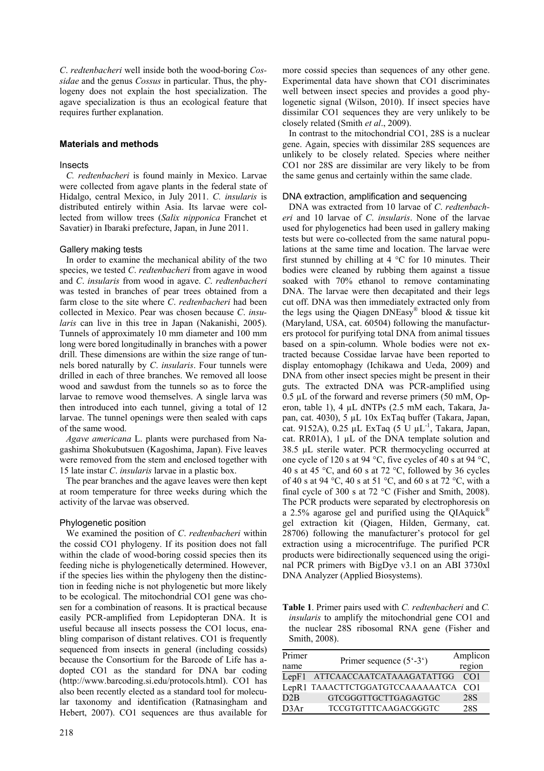*C. redtenbacheri* well inside both the wood-boring *Cossidae* and the genus *Cossus* in particular. Thus, the phylogeny does not explain the host specialization. The agave specialization is thus an ecological feature that requires further explanation.

## Materials and methods

### Insects

*C. redtenbacheri* is found mainly in Mexico. Larvae were collected from agave plants in the federal state of Hidalgo, central Mexico, in July 2011. *C. insularis* is distributed entirely within Asia. Its larvae were collected from willow trees (*Salix nipponica* Franchet et Savatier) in Ibaraki prefecture, Japan, in June 2011.

### Gallery making tests

In order to examine the mechanical ability of the two species, we tested *C. redtenbacheri* from agave in wood and *C. insularis* from wood in agave. *C. redtenbacheri* was tested in branches of pear trees obtained from a farm close to the site where *C. redtenbacheri* had been collected in Mexico. Pear was chosen because *C. insularis* can live in this tree in Japan (Nakanishi, 2005). Tunnels of approximately 10 mm diameter and 100 mm long were bored longitudinally in branches with a power drill. These dimensions are within the size range of tunnels bored naturally by *C. insularis*. Four tunnels were drilled in each of three branches. We removed all loose wood and sawdust from the tunnels so as to force the larvae to remove wood themselves. A single larva was then introduced into each tunnel, giving a total of 12 larvae. The tunnel openings were then sealed with caps of the same wood.

*Agave americana* L. plants were purchased from Nagashima Shokubutsuen (Kagoshima, Japan). Five leaves were removed from the stem and enclosed together with 15 late instar *C. insularis* larvae in a plastic box.

The pear branches and the agave leaves were then kept at room temperature for three weeks during which the activity of the larvae was observed.

### Phylogenetic position

We examined the position of *C. redtenbacheri* within the cossid CO1 phylogeny. If its position does not fall within the clade of wood-boring cossid species then its feeding niche is phylogenetically determined. However, if the species lies within the phylogeny then the distinction in feeding niche is not phylogenetic but more likely to be ecological. The mitochondrial CO1 gene was chosen for a combination of reasons. It is practical because easily PCR-amplified from Lepidopteran DNA. It is useful because all insects possess the CO1 locus, enabling comparison of distant relatives. CO1 is frequently sequenced from insects in general (including cossids) because the Consortium for the Barcode of Life has adopted CO1 as the standard for DNA bar coding (http://www.barcoding.si.edu/protocols.html). CO1 has also been recently elected as a standard tool for molecular taxonomy and identification (Ratnasingham and Hebert, 2007). CO1 sequences are thus available for more cossid species than sequences of any other gene. Experimental data have shown that CO1 discriminates well between insect species and provides a good phylogenetic signal (Wilson, 2010). If insect species have dissimilar CO1 sequences they are very unlikely to be closely related (Smith *et al*., 2009).

In contrast to the mitochondrial CO1, 28S is a nuclear gene. Again, species with dissimilar 28S sequences are unlikely to be closely related. Species where neither CO1 nor 28S are dissimilar are very likely to be from the same genus and certainly within the same clade.

### DNA extraction, amplification and sequencing

DNA was extracted from 10 larvae of *C. redtenbacheri* and 10 larvae of *C. insularis*. None of the larvae used for phylogenetics had been used in gallery making tests but were co-collected from the same natural populations at the same time and location. The larvae were first stunned by chilling at 4 °C for 10 minutes. Their bodies were cleaned by rubbing them against a tissue soaked with 70% ethanol to remove contaminating DNA. The larvae were then decapitated and their legs cut off. DNA was then immediately extracted only from the legs using the Qiagen DNEasy® blood & tissue kit (Maryland, USA, cat. 60504) following the manufacturers protocol for purifying total DNA from animal tissues based on a spin-column. Whole bodies were not extracted because Cossidae larvae have been reported to display entomophagy (Ichikawa and Ueda, 2009) and DNA from other insect species might be present in their guts. The extracted DNA was PCR-amplified using 0.5 µL of the forward and reverse primers (50 mM, Operon, table 1), 4 µL dNTPs (2.5 mM each, Takara, Japan, cat. 4030), 5 µL 10x ExTaq buffer (Takara, Japan, cat. 9152A), 0.25 µL ExTaq (5 U $\mu L^{-1}$, Takara, Japan, cat. RR01A), 1 µL of the DNA template solution and 38.5 µL sterile water. PCR thermocycling occurred at one cycle of 120 s at 94 °C, five cycles of 40 s at 94 °C, 40 s at 45 °C, and 60 s at 72 °C, followed by 36 cycles of 40 s at 94 °C, 40 s at 51 °C, and 60 s at 72 °C, with a final cycle of 300 s at 72 °C (Fisher and Smith, 2008). The PCR products were separated by electrophoresis on a 2.5% agarose gel and purified using the QIAquick® gel extraction kit (Qiagen, Hilden, Germany, cat. 28706) following the manufacturer's protocol for gel extraction using a microcentrifuge. The purified PCR products were bidirectionally sequenced using the original PCR primers with BigDye v3.1 on an ABI 3730xl DNA Analyzer (Applied Biosystems).

**Table 1**. Primer pairs used with *C. redtenbacheri* and *C. insularis* to amplify the mitochondrial gene CO1 and the nuclear 28S ribosomal RNA gene (Fisher and Smith, 2008).

| Primer name | Primer sequence (5'-3') | Amplicon region |
|---|---|---|
| LepF1 | ATTCAACCAATCATAAAGATATTGG | CO1 |
| LepR1 | TAAACTTCTGGATGTCCAAAAAATCA | CO1 |
| D2B | GTCGGGTTGCTTGAGAGTGC | 28S |
| D3Ar | TCCGTGTTTCAAGACGGGTC | 28S |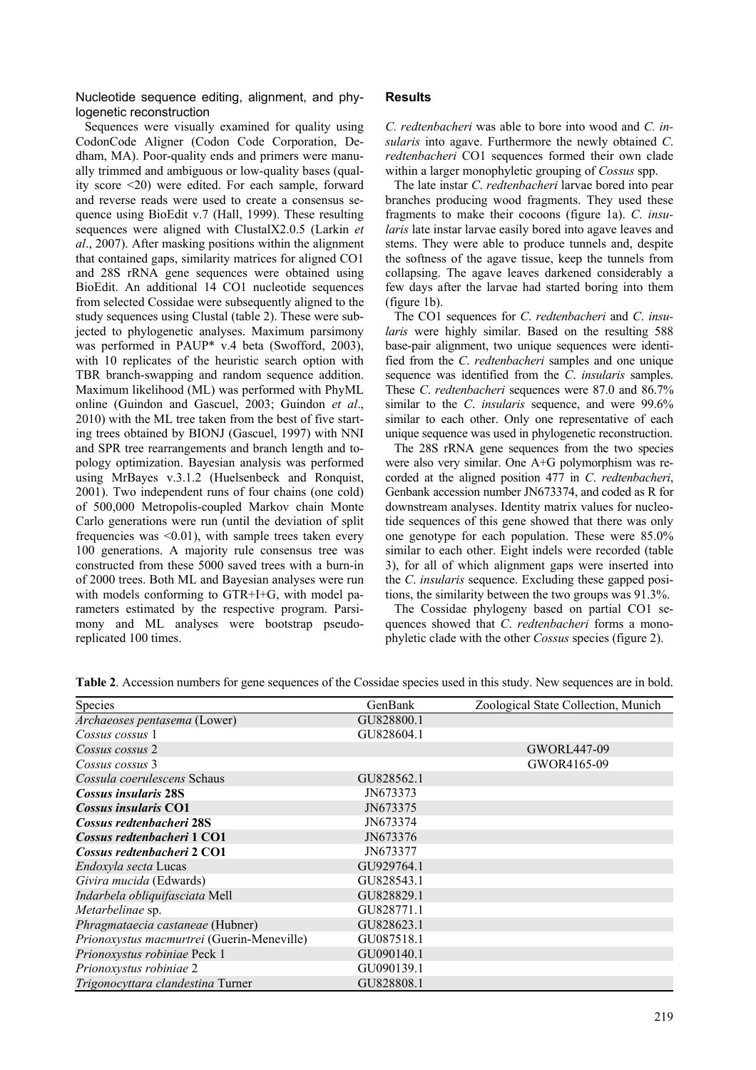### Nucleotide sequence editing, alignment, and phylogenetic reconstruction

Sequences were visually examined for quality using CodonCode Aligner (Codon Code Corporation, Dedham, MA). Poor-quality ends and primers were manually trimmed and ambiguous or low-quality bases (quality score <20) were edited. For each sample, forward and reverse reads were used to create a consensus sequence using BioEdit v.7 (Hall, 1999). These resulting sequences were aligned with ClustalX2.0.5 (Larkin *et al*., 2007). After masking positions within the alignment that contained gaps, similarity matrices for aligned CO1 and 28S rRNA gene sequences were obtained using BioEdit. An additional 14 CO1 nucleotide sequences from selected Cossidae were subsequently aligned to the study sequences using Clustal (table 2). These were subjected to phylogenetic analyses. Maximum parsimony was performed in PAUP* v.4 beta (Swofford, 2003), with 10 replicates of the heuristic search option with TBR branch-swapping and random sequence addition. Maximum likelihood (ML) was performed with PhyML online (Guindon and Gascuel, 2003; Guindon *et al*., 2010) with the ML tree taken from the best of five starting trees obtained by BIONJ (Gascuel, 1997) with NNI and SPR tree rearrangements and branch length and topology optimization. Bayesian analysis was performed using MrBayes v.3.1.2 (Huelsenbeck and Ronquist, 2001). Two independent runs of four chains (one cold) of 500,000 Metropolis-coupled Markov chain Monte Carlo generations were run (until the deviation of split frequencies was <0.01), with sample trees taken every 100 generations. A majority rule consensus tree was constructed from these 5000 saved trees with a burn-in of 2000 trees. Both ML and Bayesian analyses were run with models conforming to GTR+I+G, with model parameters estimated by the respective program. Parsimony and ML analyses were bootstrap pseudoreplicated 100 times.

## Results

*C. redtenbacheri* was able to bore into wood and *C. insularis* into agave. Furthermore the newly obtained *C. redtenbacheri* CO1 sequences formed their own clade within a larger monophyletic grouping of *Cossus* spp.

The late instar *C. redtenbacheri* larvae bored into pear branches producing wood fragments. They used these fragments to make their cocoons (figure 1a). *C. insularis* late instar larvae easily bored into agave leaves and stems. They were able to produce tunnels and, despite the softness of the agave tissue, keep the tunnels from collapsing. The agave leaves darkened considerably a few days after the larvae had started boring into them (figure 1b).

The CO1 sequences for *C. redtenbacheri* and *C. insularis* were highly similar. Based on the resulting 588 base-pair alignment, two unique sequences were identified from the *C. redtenbacheri* samples and one unique sequence was identified from the *C. insularis* samples. These *C. redtenbacheri* sequences were 87.0 and 86.7% similar to the *C. insularis* sequence, and were 99.6% similar to each other. Only one representative of each unique sequence was used in phylogenetic reconstruction.

The 28S rRNA gene sequences from the two species were also very similar. One A+G polymorphism was recorded at the aligned position 477 in *C. redtenbacheri*, Genbank accession number JN673374, and coded as R for downstream analyses. Identity matrix values for nucleotide sequences of this gene showed that there was only one genotype for each population. These were 85.0% similar to each other. Eight indels were recorded (table 3), for all of which alignment gaps were inserted into the *C. insularis* sequence. Excluding these gapped positions, the similarity between the two groups was 91.3%.

The Cossidae phylogeny based on partial CO1 sequences showed that *C. redtenbacheri* forms a monophyletic clade with the other *Cossus* species (figure 2).

**Table 2**. Accession numbers for gene sequences of the Cossidae species used in this study. New sequences are in bold.

| Species | GenBank | Zoological State Collection, Munich |
|---|---|---|
| *Archaeoses pentasema* (Lower) | GU828800.1 | |
| *Cossus cossus* 1 | GU828604.1 | |
| *Cossus cossus* 2 | | GWORL447-09 |
| *Cossus cossus* 3 | | GWOR4165-09 |
| *Cossula coerulescens* Schaus | GU828562.1 | |
| ***Cossus insularis* 28S** | JN673373 | |
| ***Cossus insularis* CO1** | JN673375 | |
| ***Cossus redtenbacheri* 28S** | JN673374 | |
| ***Cossus redtenbacheri* 1 CO1** | JN673376 | |
| ***Cossus redtenbacheri* 2 CO1** | JN673377 | |
| *Endoxyla secta* Lucas | GU929764.1 | |
| *Givira mucida* (Edwards) | GU828543.1 | |
| *Indarbela obliquifasciata* Mell | GU828829.1 | |
| *Metarbelinae* sp. | GU828771.1 | |
| *Phragmataecia castaneae* (Hubner) | GU828623.1 | |
| *Prionoxystus macmurtrei* (Guerin-Meneville) | GU087518.1 | |
| *Prionoxystus robiniae* Peck 1 | GU090140.1 | |
| *Prionoxystus robiniae* 2 | GU090139.1 | |
| *Trigonocyttara clandestina* Turner | GU828808.1 | |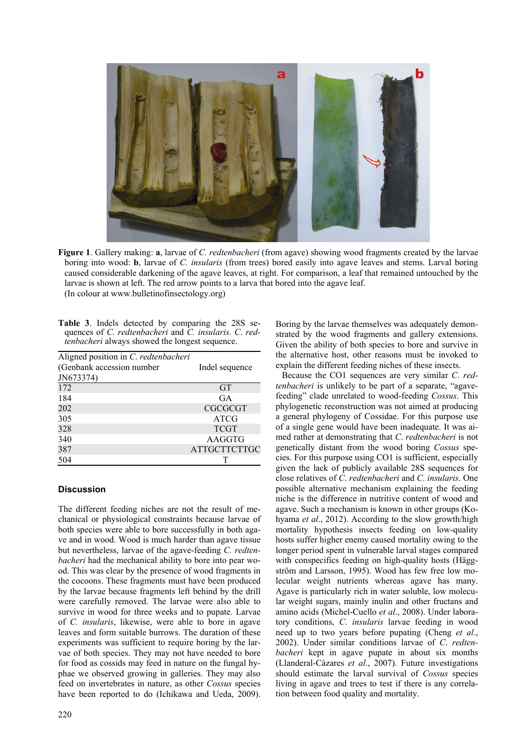**Figure 1**. Gallery making: **a**, larvae of *C. redtenbacheri* (from agave) showing wood fragments created by the larvae boring into wood: **b**, larvae of *C. insularis* (from trees) bored easily into agave leaves and stems. Larval boring caused considerable darkening of the agave leaves, at right. For comparison, a leaf that remained untouched by the larvae is shown at left. The red arrow points to a larva that bored into the agave leaf.
(In colour at www.bulletinofinsectology.org)

**Table 3**. Indels detected by comparing the 28S sequences of *C. redtenbacheri* and *C. insularis*. *C. redtenbacheri* always showed the longest sequence.

| Aligned position in *C. redtenbacheri* (Genbank accession number JN673374) | Indel sequence |
|---|---|
| 172 | GT |
| 184 | GA |
| 202 | CGCGCGT |
| 305 | ATCG |
| 328 | TCGT |
| 340 | AAGGTG |
| 387 | ATTGCTTCTTGC |
| 504 | T |

## Discussion

The different feeding niches are not the result of mechanical or physiological constraints because larvae of both species were able to bore successfully in both agave and in wood. Wood is much harder than agave tissue but nevertheless, larvae of the agave-feeding *C. redtenbacheri* had the mechanical ability to bore into pear wood. This was clear by the presence of wood fragments in the cocoons. These fragments must have been produced by the larvae because fragments left behind by the drill were carefully removed. The larvae were also able to survive in wood for three weeks and to pupate. Larvae of *C. insularis*, likewise, were able to bore in agave leaves and form suitable burrows. The duration of these experiments was sufficient to require boring by the larvae of both species. They may not have needed to bore for food as cossids may feed in nature on the fungal hyphae we observed growing in galleries. They may also feed on invertebrates in nature, as other *Cossus* species have been reported to do (Ichikawa and Ueda, 2009). Boring by the larvae themselves was adequately demonstrated by the wood fragments and gallery extensions. Given the ability of both species to bore and survive in the alternative host, other reasons must be invoked to explain the different feeding niches of these insects.

Because the CO1 sequences are very similar *C. redtenbacheri* is unlikely to be part of a separate, "agave-feeding" clade unrelated to wood-feeding *Cossus*. This phylogenetic reconstruction was not aimed at producing a general phylogeny of Cossidae. For this purpose use of a single gene would have been inadequate. It was aimed rather at demonstrating that *C. redtenbacheri* is not genetically distant from the wood boring *Cossus* species. For this purpose using CO1 is sufficient, especially given the lack of publicly available 28S sequences for close relatives of *C. redtenbacheri* and *C. insularis*. One possible alternative mechanism explaining the feeding niche is the difference in nutritive content of wood and agave. Such a mechanism is known in other groups (Kohyama *et al*., 2012). According to the slow growth/high mortality hypothesis insects feeding on low-quality hosts suffer higher enemy caused mortality owing to the longer period spent in vulnerable larval stages compared with conspecifics feeding on high-quality hosts (Häggström and Larsson, 1995). Wood has few free low molecular weight nutrients whereas agave has many. Agave is particularly rich in water soluble, low molecular weight sugars, mainly inulin and other fructans and amino acids (Michel-Cuello *et al*., 2008). Under laboratory conditions, *C. insularis* larvae feeding in wood need up to two years before pupating (Cheng *et al*., 2002). Under similar conditions larvae of *C. redtenbacheri* kept in agave pupate in about six months (Llanderal-Cázares *et al*., 2007). Future investigations should estimate the larval survival of *Cossus* species living in agave and trees to test if there is any correlation between food quality and mortality.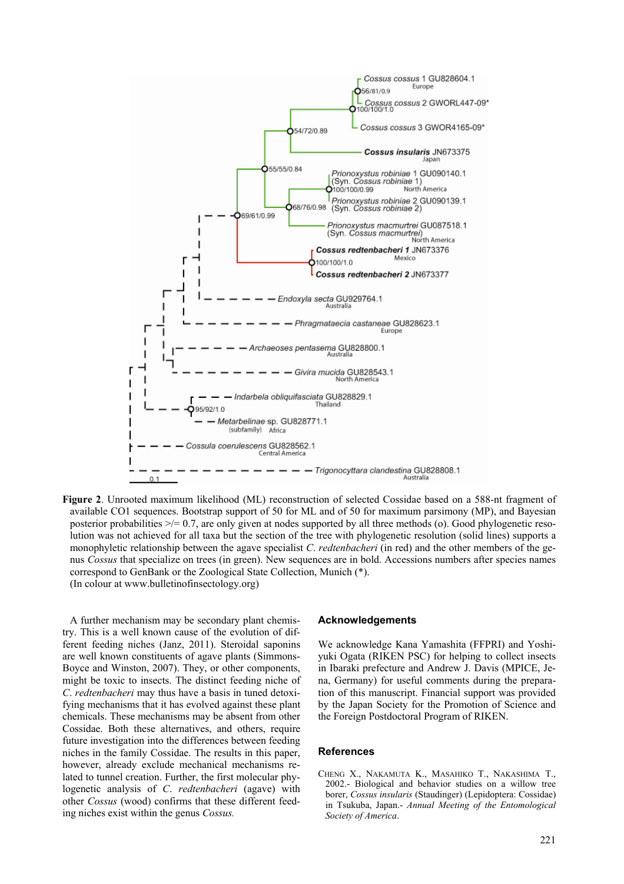**Figure 2**. Unrooted maximum likelihood (ML) reconstruction of selected Cossidae based on a 588-nt fragment of available CO1 sequences. Bootstrap support of 50 for ML and of 50 for maximum parsimony (MP), and Bayesian posterior probabilities >/= 0.7, are only given at nodes supported by all three methods (o). Good phylogenetic resolution was not achieved for all taxa but the section of the tree with phylogenetic resolution (solid lines) supports a monophyletic relationship between the agave specialist *C. redtenbacheri* (in red) and the other members of the genus *Cossus* that specialize on trees (in green). New sequences are in bold. Accessions numbers after species names correspond to GenBank or the Zoological State Collection, Munich (*).
(In colour at www.bulletinofinsectology.org)

A further mechanism may be secondary plant chemistry. This is a well known cause of the evolution of different feeding niches (Janz, 2011). Steroidal saponins are well known constituents of agave plants (Simmons-Boyce and Winston, 2007). They, or other components, might be toxic to insects. The distinct feeding niche of *C. redtenbacheri* may thus have a basis in tuned detoxifying mechanisms that it has evolved against these plant chemicals. These mechanisms may be absent from other Cossidae. Both these alternatives, and others, require future investigation into the differences between feeding niches in the family Cossidae. The results in this paper, however, already exclude mechanical mechanisms related to tunnel creation. Further, the first molecular phylogenetic analysis of *C. redtenbacheri* (agave) with other *Cossus* (wood) confirms that these different feeding niches exist within the genus *Cossus.*

## Acknowledgements

We acknowledge Kana Yamashita (FFPRI) and Yoshiyuki Ogata (RIKEN PSC) for helping to collect insects in Ibaraki prefecture and Andrew J. Davis (MPICE, Jena, Germany) for useful comments during the preparation of this manuscript. Financial support was provided by the Japan Society for the Promotion of Science and the Foreign Postdoctoral Program of RIKEN.

## References

CHENG X., NAKAMUTA K., MASAHIKO T., NAKASHIMA T., 2002.- Biological and behavior studies on a willow tree borer, *Cossus insularis* (Staudinger) (Lepidoptera: Cossidae) in Tsukuba, Japan.- *Annual Meeting of the Entomological Society of America*.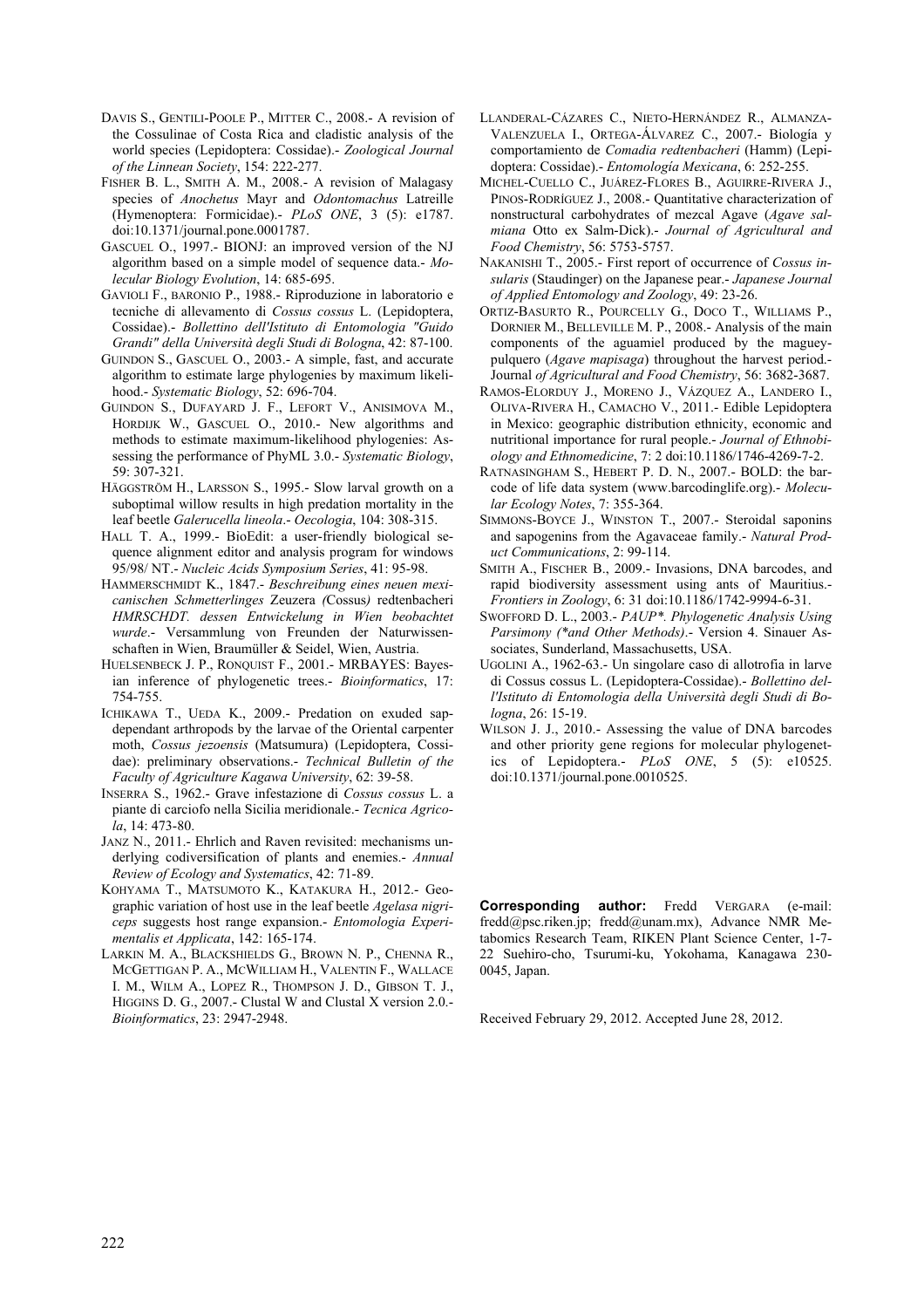DAVIS S., GENTILI-POOLE P., MITTER C., 2008.- A revision of the Cossulinae of Costa Rica and cladistic analysis of the world species (Lepidoptera: Cossidae).- *Zoological Journal of the Linnean Society*, 154: 222-277.

FISHER B. L., SMITH A. M., 2008.- A revision of Malagasy species of *Anochetus* Mayr and *Odontomachus* Latreille (Hymenoptera: Formicidae).- *PLoS ONE*, 3 (5): e1787. doi:10.1371/journal.pone.0001787.

GASCUEL O., 1997.- BIONJ: an improved version of the NJ algorithm based on a simple model of sequence data.- *Molecular Biology Evolution*, 14: 685-695.

GAVIOLI F., BARONIO P., 1988.- Riproduzione in laboratorio e tecniche di allevamento di *Cossus cossus* L. (Lepidoptera, Cossidae).- *Bollettino dell'Istituto di Entomologia "Guido Grandi" della Università degli Studi di Bologna*, 42: 87-100.

GUINDON S., GASCUEL O., 2003.- A simple, fast, and accurate algorithm to estimate large phylogenies by maximum likelihood.- *Systematic Biology*, 52: 696-704.

GUINDON S., DUFAYARD J. F., LEFORT V., ANISIMOVA M., HORDIJK W., GASCUEL O., 2010.- New algorithms and methods to estimate maximum-likelihood phylogenies: Assessing the performance of PhyML 3.0.- *Systematic Biology*, 59: 307-321.

HÄGGSTRÖM H., LARSSON S., 1995.- Slow larval growth on a suboptimal willow results in high predation mortality in the leaf beetle *Galerucella lineola*.- *Oecologia*, 104: 308-315.

HALL T. A., 1999.- BioEdit: a user-friendly biological sequence alignment editor and analysis program for windows 95/98/ NT.- *Nucleic Acids Symposium Series*, 41: 95-98.

HAMMERSCHMIDT K., 1847.- *Beschreibung eines neuen mexicanischen Schmetterlinges* Zeuzera *(*Cossus*)* redtenbacheri *HMRSCHDT. dessen Entwickelung in Wien beobachtet wurde*.- Versammlung von Freunden der Naturwissenschaften in Wien, Braumüller & Seidel, Wien, Austria.

HUELSENBECK J. P., RONQUIST F., 2001.- MRBAYES: Bayesian inference of phylogenetic trees.- *Bioinformatics*, 17: 754-755.

ICHIKAWA T., UEDA K., 2009.- Predation on exuded sap-dependant arthropods by the larvae of the Oriental carpenter moth, *Cossus jezoensis* (Matsumura) (Lepidoptera, Cossidae): preliminary observations.- *Technical Bulletin of the Faculty of Agriculture Kagawa University*, 62: 39-58.

INSERRA S., 1962.- Grave infestazione di *Cossus cossus* L. a piante di carciofo nella Sicilia meridionale.- *Tecnica Agricola*, 14: 473-80.

JANZ N., 2011.- Ehrlich and Raven revisited: mechanisms underlying codiversification of plants and enemies.- *Annual Review of Ecology and Systematics*, 42: 71-89.

KOHYAMA T., MATSUMOTO K., KATAKURA H., 2012.- Geographic variation of host use in the leaf beetle *Agelasa nigriceps* suggests host range expansion.- *Entomologia Experimentalis et Applicata*, 142: 165-174.

LARKIN M. A., BLACKSHIELDS G., BROWN N. P., CHENNA R., MCGETTIGAN P. A., MCWILLIAM H., VALENTIN F., WALLACE I. M., WILM A., LOPEZ R., THOMPSON J. D., GIBSON T. J., HIGGINS D. G., 2007.- Clustal W and Clustal X version 2.0.- *Bioinformatics*, 23: 2947-2948.

LLANDERAL-CÁZARES C., NIETO-HERNÁNDEZ R., ALMANZA-VALENZUELA I., ORTEGA-ÁLVAREZ C., 2007.- Biología y comportamiento de *Comadia redtenbacheri* (Hamm) (Lepidoptera: Cossidae).- *Entomología Mexicana*, 6: 252-255.

MICHEL-CUELLO C., JUÁREZ-FLORES B., AGUIRRE-RIVERA J., PINOS-RODRÍGUEZ J., 2008.- Quantitative characterization of nonstructural carbohydrates of mezcal Agave (*Agave salmiana* Otto ex Salm-Dick).- *Journal of Agricultural and Food Chemistry*, 56: 5753-5757.

NAKANISHI T., 2005.- First report of occurrence of *Cossus insularis* (Staudinger) on the Japanese pear.- *Japanese Journal of Applied Entomology and Zoology*, 49: 23-26.

ORTIZ-BASURTO R., POURCELLY G., DOCO T., WILLIAMS P., DORNIER M., BELLEVILLE M. P., 2008.- Analysis of the main components of the aguamiel produced by the maguey-pulquero (*Agave mapisaga*) throughout the harvest period.- Journal *of Agricultural and Food Chemistry*, 56: 3682-3687.

RAMOS-ELORDUY J., MORENO J., VÁZQUEZ A., LANDERO I., OLIVA-RIVERA H., CAMACHO V., 2011.- Edible Lepidoptera in Mexico: geographic distribution ethnicity, economic and nutritional importance for rural people.- *Journal of Ethnobiology and Ethnomedicine*, 7: 2 doi:10.1186/1746-4269-7-2.

RATNASINGHAM S., HEBERT P. D. N., 2007.- BOLD: the barcode of life data system (www.barcodinglife.org).- *Molecular Ecology Notes*, 7: 355-364.

SIMMONS-BOYCE J., WINSTON T., 2007.- Steroidal saponins and sapogenins from the Agavaceae family.- *Natural Product Communications*, 2: 99-114.

SMITH A., FISCHER B., 2009.- Invasions, DNA barcodes, and rapid biodiversity assessment using ants of Mauritius.- *Frontiers in Zoology*, 6: 31 doi:10.1186/1742-9994-6-31.

SWOFFORD D. L., 2003.- *PAUP\*. Phylogenetic Analysis Using Parsimony (\*and Other Methods)*.- Version 4. Sinauer Associates, Sunderland, Massachusetts, USA.

UGOLINI A., 1962-63.- Un singolare caso di allotrofia in larve di Cossus cossus L. (Lepidoptera-Cossidae).- *Bollettino dell'Istituto di Entomologia della Università degli Studi di Bologna*, 26: 15-19.

WILSON J. J., 2010.- Assessing the value of DNA barcodes and other priority gene regions for molecular phylogenetics of Lepidoptera.- *PLoS ONE*, 5 (5): e10525. doi:10.1371/journal.pone.0010525.

**Corresponding author:** Fredd VERGARA (e-mail: fredd@psc.riken.jp; fredd@unam.mx), Advance NMR Metabomics Research Team, RIKEN Plant Science Center, 1-7-22 Suehiro-cho, Tsurumi-ku, Yokohama, Kanagawa 230-0045, Japan.

Received February 29, 2012. Accepted June 28, 2012.